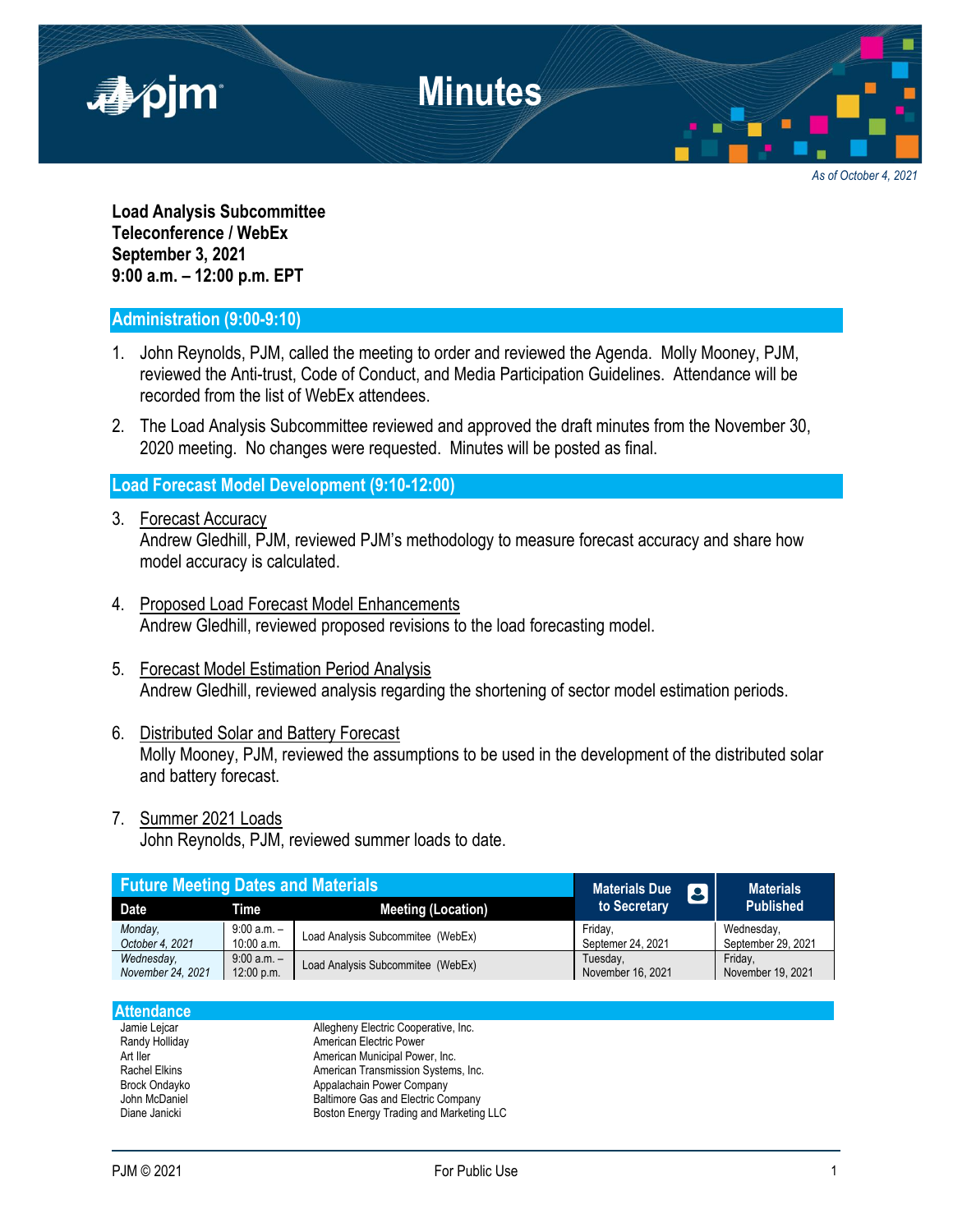# Minutes

*As of October 4, 2021*

**Load Analysis Subcommittee**
**Teleconference / WebEx**
**September 3, 2021**
**9:00 a.m. – 12:00 p.m. EPT**

## Administration (9:00-9:10)

1. John Reynolds, PJM, called the meeting to order and reviewed the Agenda. Molly Mooney, PJM, reviewed the Anti-trust, Code of Conduct, and Media Participation Guidelines. Attendance will be recorded from the list of WebEx attendees.

2. The Load Analysis Subcommittee reviewed and approved the draft minutes from the November 30, 2020 meeting. No changes were requested. Minutes will be posted as final.

## Load Forecast Model Development (9:10-12:00)

3. Forecast Accuracy
   Andrew Gledhill, PJM, reviewed PJM's methodology to measure forecast accuracy and share how model accuracy is calculated.

4. Proposed Load Forecast Model Enhancements
   Andrew Gledhill, reviewed proposed revisions to the load forecasting model.

5. Forecast Model Estimation Period Analysis
   Andrew Gledhill, reviewed analysis regarding the shortening of sector model estimation periods.

6. Distributed Solar and Battery Forecast
   Molly Mooney, PJM, reviewed the assumptions to be used in the development of the distributed solar and battery forecast.

7. Summer 2021 Loads
   John Reynolds, PJM, reviewed summer loads to date.

## Future Meeting Dates and Materials

| Date | Time | Meeting (Location) | Materials Due to Secretary | Materials Published |
|---|---|---|---|---|
| *Monday, October 4, 2021* | 9:00 a.m. – 10:00 a.m. | Load Analysis Subcommitee (WebEx) | Friday, September 24, 2021 | Wednesday, September 29, 2021 |
| *Wednesday, November 24, 2021* | 9:00 a.m. – 12:00 p.m. | Load Analysis Subcommitee (WebEx) | Tuesday, November 16, 2021 | Friday, November 19, 2021 |

## Attendance

| | |
|---|---|
| Jamie Lejcar | Allegheny Electric Cooperative, Inc. |
| Randy Holliday | American Electric Power |
| Art Iler | American Municipal Power, Inc. |
| Rachel Elkins | American Transmission Systems, Inc. |
| Brock Ondayko | Appalachain Power Company |
| John McDaniel | Baltimore Gas and Electric Company |
| Diane Janicki | Boston Energy Trading and Marketing LLC |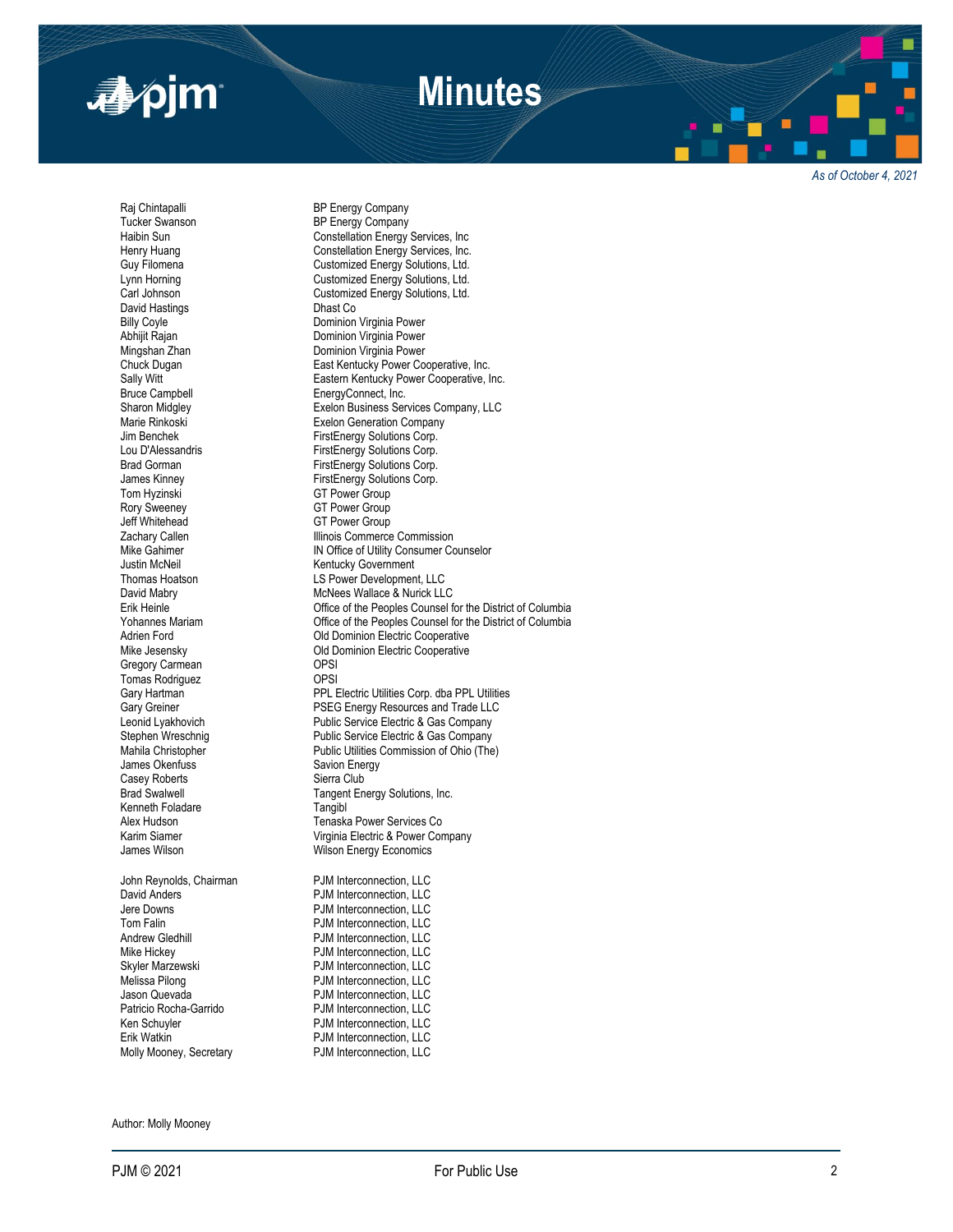| | |
|---|---|
| Raj Chintapalli | BP Energy Company |
| Tucker Swanson | BP Energy Company |
| Haibin Sun | Constellation Energy Services, Inc |
| Henry Huang | Constellation Energy Services, Inc. |
| Guy Filomena | Customized Energy Solutions, Ltd. |
| Lynn Horning | Customized Energy Solutions, Ltd. |
| Carl Johnson | Customized Energy Solutions, Ltd. |
| David Hastings | Dhast Co |
| Billy Coyle | Dominion Virginia Power |
| Abhijit Rajan | Dominion Virginia Power |
| Mingshan Zhan | Dominion Virginia Power |
| Chuck Dugan | East Kentucky Power Cooperative, Inc. |
| Sally Witt | Eastern Kentucky Power Cooperative, Inc. |
| Bruce Campbell | EnergyConnect, Inc. |
| Sharon Midgley | Exelon Business Services Company, LLC |
| Marie Rinkoski | Exelon Generation Company |
| Jim Benchek | FirstEnergy Solutions Corp. |
| Lou D'Alessandris | FirstEnergy Solutions Corp. |
| Brad Gorman | FirstEnergy Solutions Corp. |
| James Kinney | FirstEnergy Solutions Corp. |
| Tom Hyzinski | GT Power Group |
| Rory Sweeney | GT Power Group |
| Jeff Whitehead | GT Power Group |
| Zachary Callen | Illinois Commerce Commission |
| Mike Gahimer | IN Office of Utility Consumer Counselor |
| Justin McNeil | Kentucky Government |
| Thomas Hoatson | LS Power Development, LLC |
| David Mabry | McNees Wallace & Nurick LLC |
| Erik Heinle | Office of the Peoples Counsel for the District of Columbia |
| Yohannes Mariam | Office of the Peoples Counsel for the District of Columbia |
| Adrien Ford | Old Dominion Electric Cooperative |
| Mike Jesensky | Old Dominion Electric Cooperative |
| Gregory Carmean | OPSI |
| Tomas Rodriguez | OPSI |
| Gary Hartman | PPL Electric Utilities Corp. dba PPL Utilities |
| Gary Greiner | PSEG Energy Resources and Trade LLC |
| Leonid Lyakhovich | Public Service Electric & Gas Company |
| Stephen Wreschnig | Public Service Electric & Gas Company |
| Mahila Christopher | Public Utilities Commission of Ohio (The) |
| James Okenfuss | Savion Energy |
| Casey Roberts | Sierra Club |
| Brad Swalwell | Tangent Energy Solutions, Inc. |
| Kenneth Foladare | Tangibl |
| Alex Hudson | Tenaska Power Services Co |
| Karim Siamer | Virginia Electric & Power Company |
| James Wilson | Wilson Energy Economics |

| | |
|---|---|
| John Reynolds, Chairman | PJM Interconnection, LLC |
| David Anders | PJM Interconnection, LLC |
| Jere Downs | PJM Interconnection, LLC |
| Tom Falin | PJM Interconnection, LLC |
| Andrew Gledhill | PJM Interconnection, LLC |
| Mike Hickey | PJM Interconnection, LLC |
| Skyler Marzewski | PJM Interconnection, LLC |
| Melissa Pilong | PJM Interconnection, LLC |
| Jason Quevada | PJM Interconnection, LLC |
| Patricio Rocha-Garrido | PJM Interconnection, LLC |
| Ken Schuyler | PJM Interconnection, LLC |
| Erik Watkin | PJM Interconnection, LLC |
| Molly Mooney, Secretary | PJM Interconnection, LLC |

Author: Molly Mooney